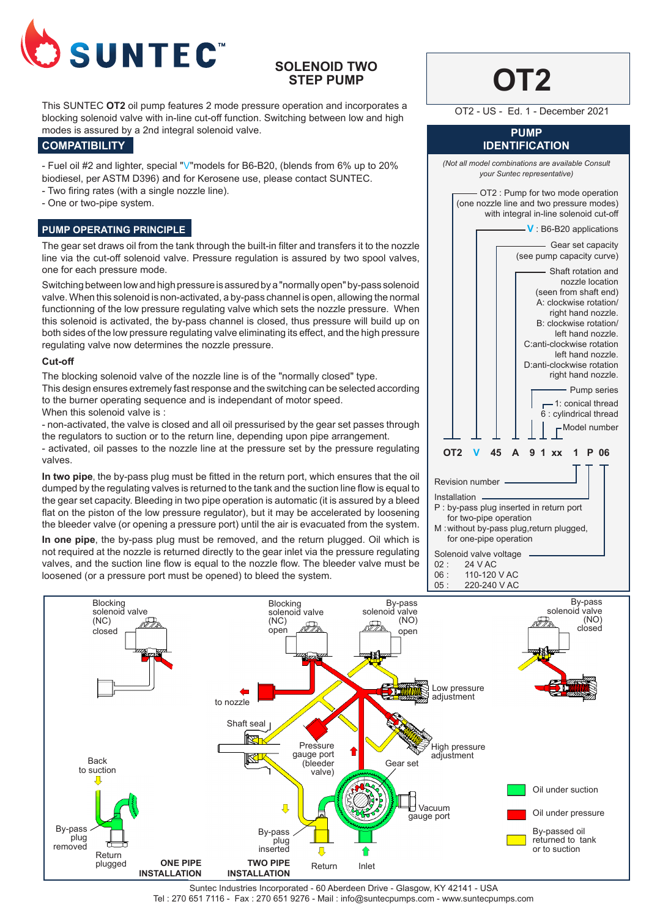# SUNTEC

## SOLENOID TWO STEP PUMP

# OT2

OT2 - US - Ed. 1 - December 2021

This SUNTEC **OT2** oil pump features 2 mode pressure operation and incorporates a blocking solenoid valve with in-line cut-off function. Switching between low and high modes is assured by a 2nd integral solenoid valve.

## COMPATIBILITY

- Fuel oil #2 and lighter, special "V"models for B6-B20, (blends from 6% up to 20% biodiesel, per ASTM D396) and for Kerosene use, please contact SUNTEC.
- Two firing rates (with a single nozzle line).
- One or two-pipe system.

## PUMP OPERATING PRINCIPLE

The gear set draws oil from the tank through the built-in filter and transfers it to the nozzle line via the cut-off solenoid valve. Pressure regulation is assured by two spool valves, one for each pressure mode.

Switching between low and high pressure is assured by a "normally open" by-pass solenoid valve. When this solenoid is non-activated, a by-pass channel is open, allowing the normal functionning of the low pressure regulating valve which sets the nozzle pressure. When this solenoid is activated, the by-pass channel is closed, thus pressure will build up on both sides of the low pressure regulating valve eliminating its effect, and the high pressure regulating valve now determines the nozzle pressure.

### Cut-off

The blocking solenoid valve of the nozzle line is of the "normally closed" type.
This design ensures extremely fast response and the switching can be selected according to the burner operating sequence and is independant of motor speed.
When this solenoid valve is :

- non-activated, the valve is closed and all oil pressurised by the gear set passes through the regulators to suction or to the return line, depending upon pipe arrangement.
- activated, oil passes to the nozzle line at the pressure set by the pressure regulating valves.

**In two pipe**, the by-pass plug must be fitted in the return port, which ensures that the oil dumped by the regulating valves is returned to the tank and the suction line flow is equal to the gear set capacity. Bleeding in two pipe operation is automatic (it is assured by a bleed flat on the piston of the low pressure regulator), but it may be accelerated by loosening the bleeder valve (or opening a pressure port) until the air is evacuated from the system.

**In one pipe**, the by-pass plug must be removed, and the return plugged. Oil which is not required at the nozzle is returned directly to the gear inlet via the pressure regulating valves, and the suction line flow is equal to the nozzle flow. The bleeder valve must be loosened (or a pressure port must be opened) to bleed the system.

## PUMP IDENTIFICATION

*(Not all model combinations are available Consult your Suntec representative)*

**OT2 V 45 A 9 1 xx 1 P 06**

- OT2 : Pump for two mode operation (one nozzle line and two pressure modes) with integral in-line solenoid cut-off
- V : B6-B20 applications
- Gear set capacity (see pump capacity curve)
- Shaft rotation and nozzle location (seen from shaft end)
  - A: clockwise rotation/ right hand nozzle.
  - B: clockwise rotation/ left hand nozzle.
  - C: anti-clockwise rotation left hand nozzle.
  - D: anti-clockwise rotation right hand nozzle.
- Pump series
- 1: conical thread; 6 : cylindrical thread
- Model number
- Revision number
- Installation
  - P : by-pass plug inserted in return port for two-pipe operation
  - M : without by-pass plug, return plugged, for one-pipe operation
- Solenoid valve voltage
  - 02 : 24 V AC
  - 06 : 110-120 V AC
  - 05 : 220-240 V AC

Blocking solenoid valve (NC) closed — Blocking solenoid valve (NC) open — By-pass solenoid valve (NO) open — By-pass solenoid valve (NO) closed — to nozzle — Low pressure adjustment — High pressure adjustment — Shaft seal — Pressure gauge port (bleeder valve) — Gear set — Vacuum gauge port — Back to suction — By-pass plug removed — Return plugged — By-pass plug inserted — Return — Inlet

**ONE PIPE INSTALLATION** — **TWO PIPE INSTALLATION**

- Oil under suction
- Oil under pressure
- By-passed oil returned to tank or to suction

Suntec Industries Incorporated - 60 Aberdeen Drive - Glasgow, KY 42141 - USA
Tel : 270 651 7116 - Fax : 270 651 9276 - Mail : info@suntecpumps.com - www.suntecpumps.com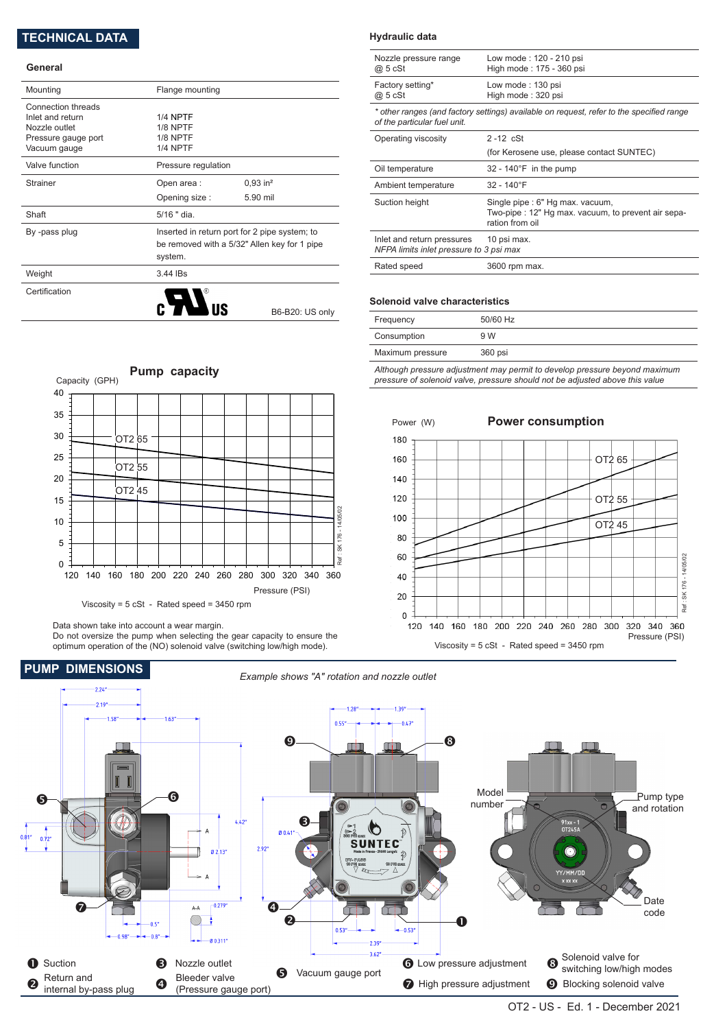# TECHNICAL DATA

## General

| | | |
|---|---|---|
| Mounting | Flange mounting | |
| Connection threads<br>Inlet and return<br>Nozzle outlet<br>Pressure gauge port<br>Vacuum gauge | <br>1/4 NPTF<br>1/8 NPTF<br>1/8 NPTF<br>1/4 NPTF | |
| Valve function | Pressure regulation | |
| Strainer | Open area :<br>Opening size : | 0,93 in²<br>5.90 mil |
| Shaft | 5/16 " dia. | |
| By -pass plug | Inserted in return port for 2 pipe system; to be removed with a 5/32" Allen key for 1 pipe system. | |
| Weight | 3.44 lBs | |
| Certification | c UL us | B6-B20: US only |

## Hydraulic data

| | |
|---|---|
| Nozzle pressure range<br>@ 5 cSt | Low mode : 120 - 210 psi<br>High mode : 175 - 360 psi |
| Factory setting*<br>@ 5 cSt | Low mode : 130 psi<br>High mode : 320 psi |
| *\* other ranges (and factory settings) available on request, refer to the specified range of the particular fuel unit.* | |
| Operating viscosity | 2 -12 cSt<br>(for Kerosene use, please contact SUNTEC) |
| Oil temperature | 32 - 140°F in the pump |
| Ambient temperature | 32 - 140°F |
| Suction height | Single pipe : 6" Hg max. vacuum,<br>Two-pipe : 12" Hg max. vacuum, to prevent air separation from oil |
| Inlet and return pressures<br>*NFPA limits inlet pressure to 3 psi max* | 10 psi max. |
| Rated speed | 3600 rpm max. |

## Solenoid valve characteristics

| | |
|---|---|
| Frequency | 50/60 Hz |
| Consumption | 9 W |
| Maximum pressure | 360 psi |
| *Although pressure adjustment may permit to develop pressure beyond maximum pressure of solenoid valve, pressure should not be adjusted above this value* | |

## Pump capacity

Capacity (GPH)

40
35
30
25
20
15
10
5
0

OT2 65
OT2 55
OT2 45

120 140 160 180 200 220 240 260 280 300 320 340 360

Pressure (PSI)

Ref : SK 176 - 14/05/02

Viscosity = 5 cSt - Rated speed = 3450 rpm

Data shown take into account a wear margin.
Do not oversize the pump when selecting the gear capacity to ensure the optimum operation of the (NO) solenoid valve (switching low/high mode).

## Power consumption

Power (W)

180
160
140
120
100
80
60
40
20
0

OT2 65
OT2 55
OT2 45

120 140 160 180 200 220 240 260 280 300 320 340 360

Pressure (PSI)

Ref : SK 176 - 14/05/02

Viscosity = 5 cSt - Rated speed = 3450 rpm

# PUMP DIMENSIONS

*Example shows "A" rotation and nozzle outlet*

2.24"
2.19"
1.38"
1.63"
4.42"
0.81"
0.72"
Ø 2.13"
A
A
A-A
0.279"
0.5"
0.98"
0.8"
Ø 0.311"

1.28"
1.39"
0.55"
0.47"
Ø 0.41"
2.92"
0.53"
0.53"
2.39"
3.62"

Model number
Pump type and rotation
Date code

1. Suction
2. Return and internal by-pass plug
3. Nozzle outlet
4. Bleeder valve (Pressure gauge port)
5. Vacuum gauge port
6. Low pressure adjustment
7. High pressure adjustment
8. Solenoid valve for switching low/high modes
9. Blocking solenoid valve

OT2 - US - Ed. 1 - December 2021